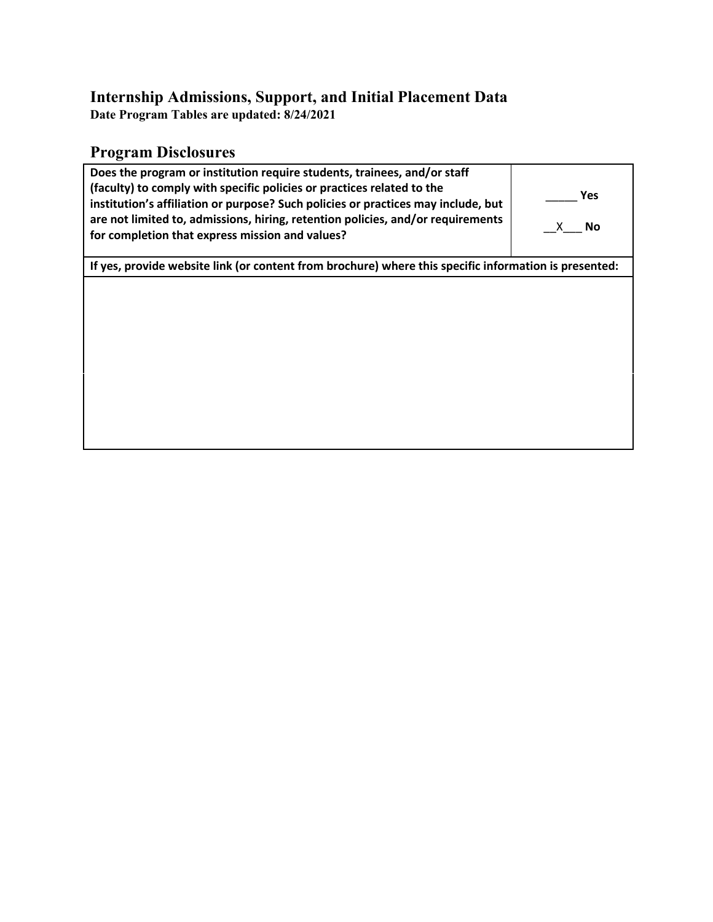# Internship Admissions, Support, and Initial Placement Data

**Date Program Tables are updated: 8/24/2021**

## Program Disclosures

| **Does the program or institution require students, trainees, and/or staff (faculty) to comply with specific policies or practices related to the institution's affiliation or purpose? Such policies or practices may include, but are not limited to, admissions, hiring, retention policies, and/or requirements for completion that express mission and values?** | _____ **Yes**<br><br>__X___ **No** |
|---|---|
| **If yes, provide website link (or content from brochure) where this specific information is presented:** | |
| | |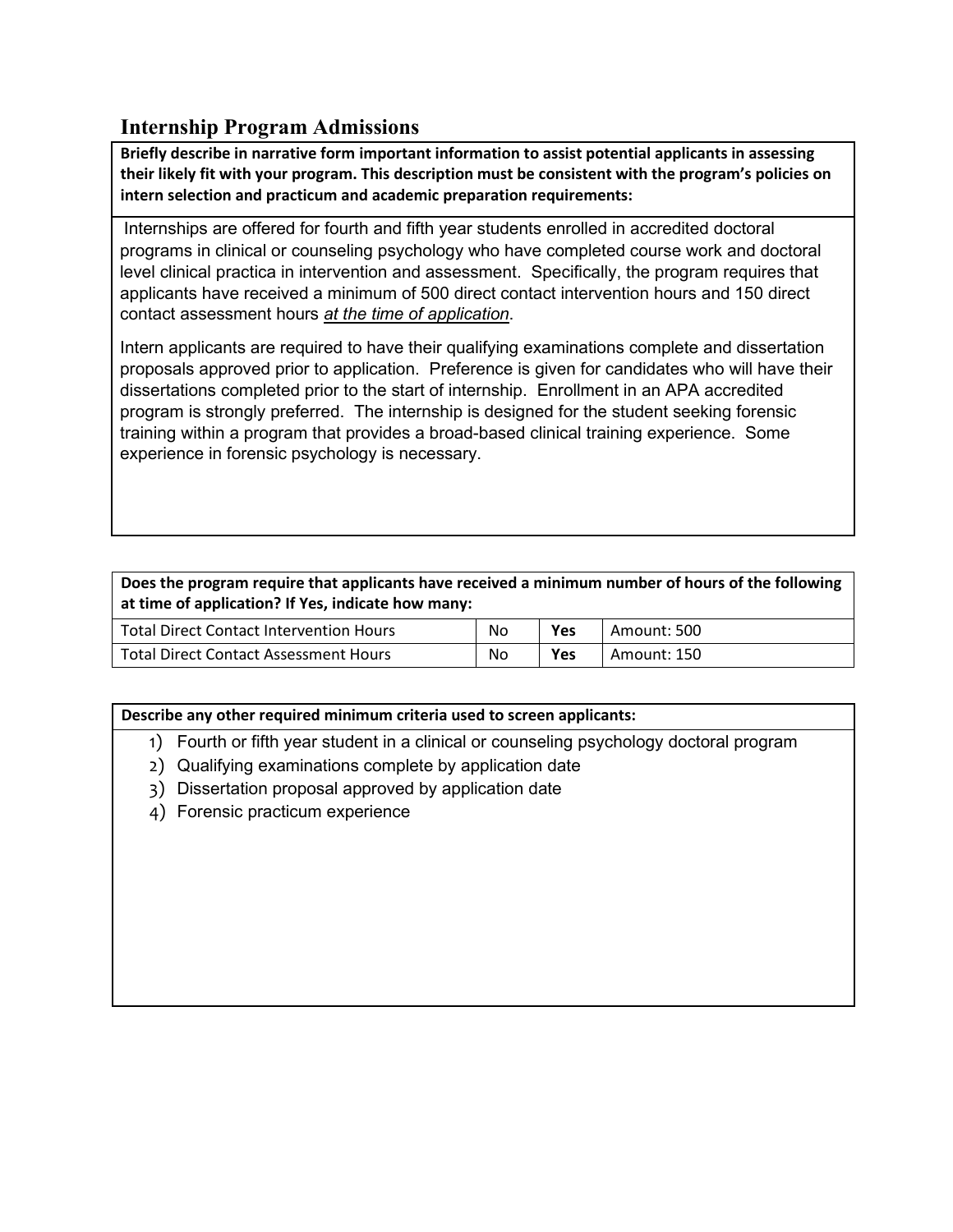## Internship Program Admissions

**Briefly describe in narrative form important information to assist potential applicants in assessing their likely fit with your program. This description must be consistent with the program's policies on intern selection and practicum and academic preparation requirements:**

Internships are offered for fourth and fifth year students enrolled in accredited doctoral programs in clinical or counseling psychology who have completed course work and doctoral level clinical practica in intervention and assessment. Specifically, the program requires that applicants have received a minimum of 500 direct contact intervention hours and 150 direct contact assessment hours *at the time of application*.

Intern applicants are required to have their qualifying examinations complete and dissertation proposals approved prior to application. Preference is given for candidates who will have their dissertations completed prior to the start of internship. Enrollment in an APA accredited program is strongly preferred. The internship is designed for the student seeking forensic training within a program that provides a broad-based clinical training experience. Some experience in forensic psychology is necessary.

| **Does the program require that applicants have received a minimum number of hours of the following at time of application? If Yes, indicate how many:** | | | |
|---|---|---|---|
| Total Direct Contact Intervention Hours | No | **Yes** | Amount: 500 |
| Total Direct Contact Assessment Hours | No | **Yes** | Amount: 150 |

**Describe any other required minimum criteria used to screen applicants:**

1) Fourth or fifth year student in a clinical or counseling psychology doctoral program
2) Qualifying examinations complete by application date
3) Dissertation proposal approved by application date
4) Forensic practicum experience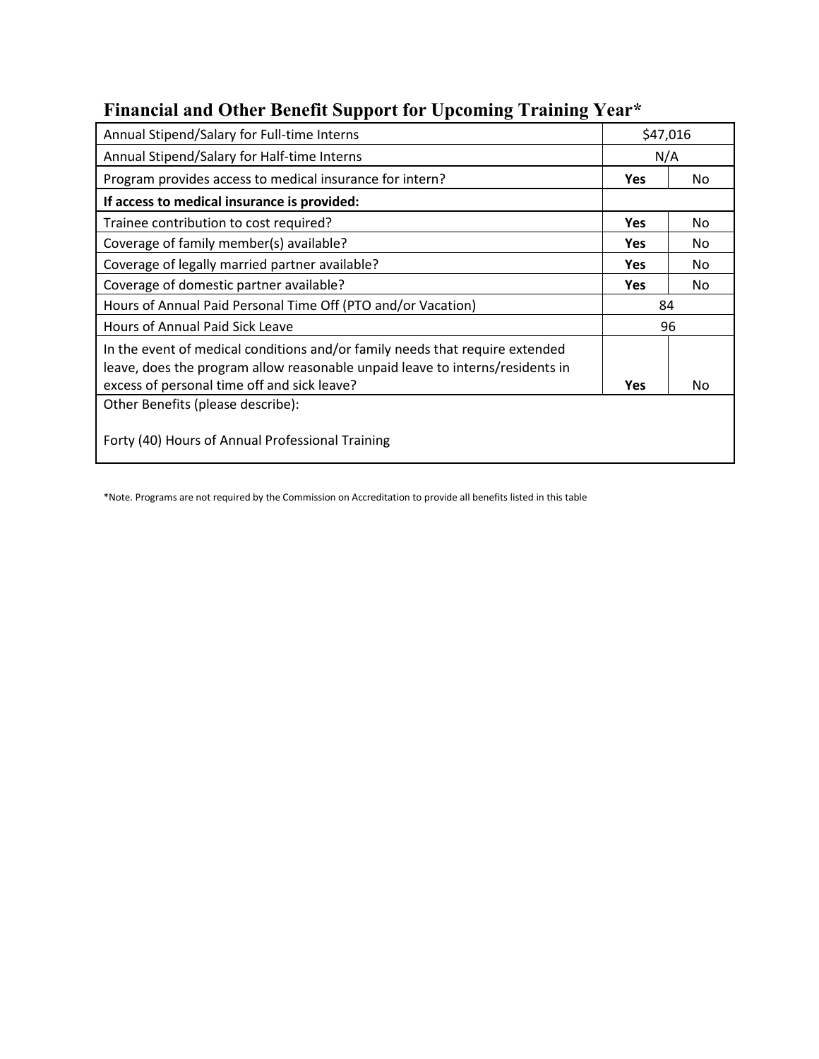## Financial and Other Benefit Support for Upcoming Training Year*

| | | |
|---|---|---|
| Annual Stipend/Salary for Full-time Interns | $47,016 | |
| Annual Stipend/Salary for Half-time Interns | N/A | |
| Program provides access to medical insurance for intern? | **Yes** | No |
| **If access to medical insurance is provided:** | | |
| Trainee contribution to cost required? | **Yes** | No |
| Coverage of family member(s) available? | **Yes** | No |
| Coverage of legally married partner available? | **Yes** | No |
| Coverage of domestic partner available? | **Yes** | No |
| Hours of Annual Paid Personal Time Off (PTO and/or Vacation) | 84 | |
| Hours of Annual Paid Sick Leave | 96 | |
| In the event of medical conditions and/or family needs that require extended leave, does the program allow reasonable unpaid leave to interns/residents in excess of personal time off and sick leave? | **Yes** | No |
| Other Benefits (please describe): Forty (40) Hours of Annual Professional Training | | |

*Note. Programs are not required by the Commission on Accreditation to provide all benefits listed in this table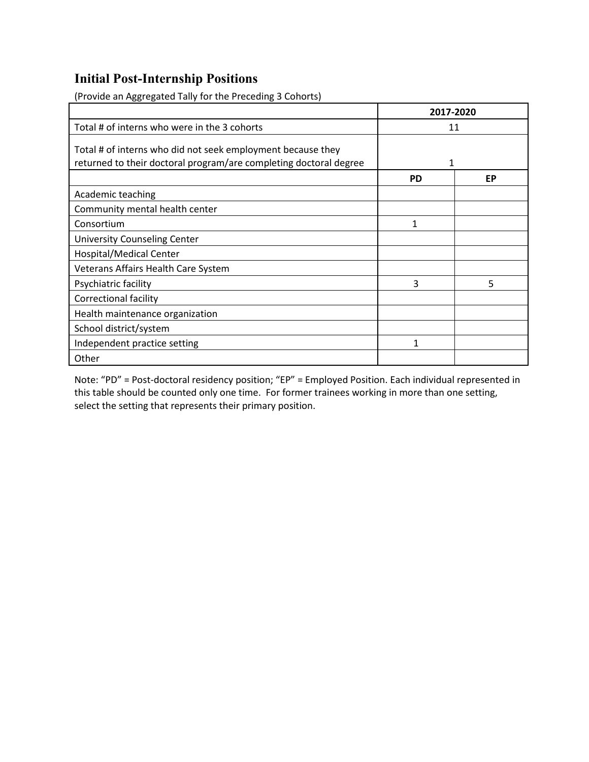## Initial Post-Internship Positions

(Provide an Aggregated Tally for the Preceding 3 Cohorts)

| | 2017-2020 | |
|---|---|---|
| Total # of interns who were in the 3 cohorts | 11 | |
| Total # of interns who did not seek employment because they returned to their doctoral program/are completing doctoral degree | 1 | |
| | **PD** | **EP** |
| Academic teaching | | |
| Community mental health center | | |
| Consortium | 1 | |
| University Counseling Center | | |
| Hospital/Medical Center | | |
| Veterans Affairs Health Care System | | |
| Psychiatric facility | 3 | 5 |
| Correctional facility | | |
| Health maintenance organization | | |
| School district/system | | |
| Independent practice setting | 1 | |
| Other | | |

Note: "PD" = Post-doctoral residency position; "EP" = Employed Position. Each individual represented in this table should be counted only one time. For former trainees working in more than one setting, select the setting that represents their primary position.